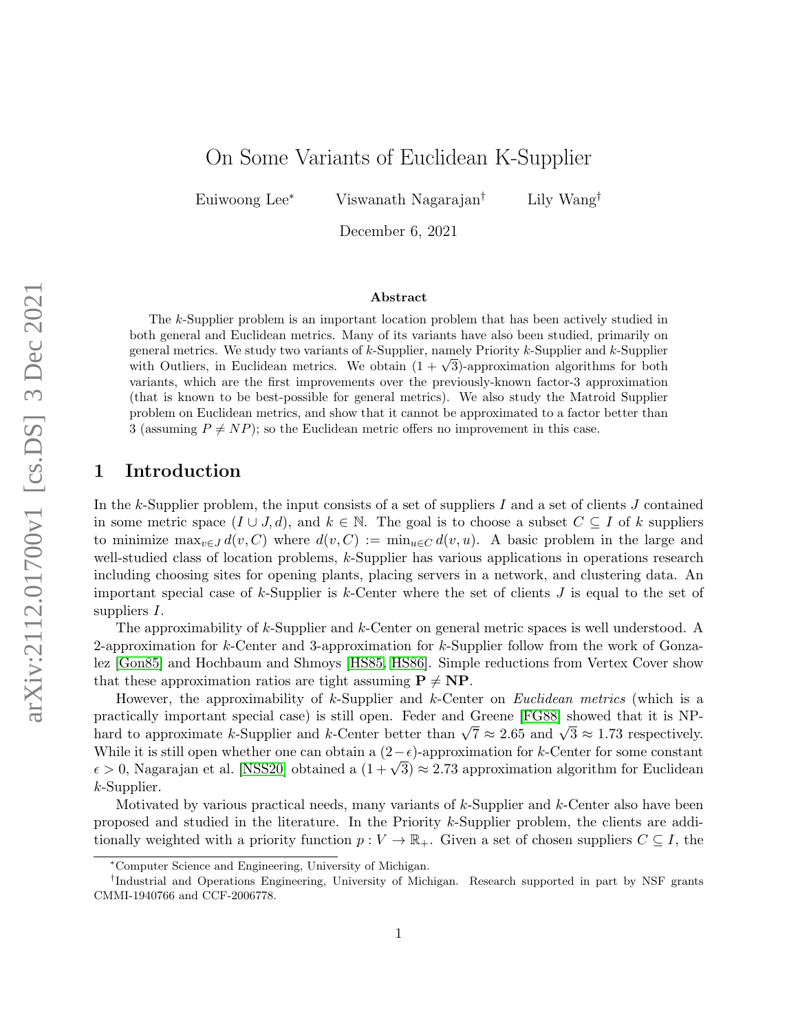# On Some Variants of Euclidean K-Supplier

Euiwoong Lee* Viswanath Nagarajan† Lily Wang†

December 6, 2021

## Abstract

The $k$-Supplier problem is an important location problem that has been actively studied in both general and Euclidean metrics. Many of its variants have also been studied, primarily on general metrics. We study two variants of $k$-Supplier, namely Priority $k$-Supplier and $k$-Supplier with Outliers, in Euclidean metrics. We obtain $(1+\sqrt{3})$-approximation algorithms for both variants, which are the first improvements over the previously-known factor-3 approximation (that is known to be best-possible for general metrics). We also study the Matroid Supplier problem on Euclidean metrics, and show that it cannot be approximated to a factor better than 3 (assuming $P \neq NP$); so the Euclidean metric offers no improvement in this case.

## 1 Introduction

In the $k$-Supplier problem, the input consists of a set of suppliers $I$ and a set of clients $J$ contained in some metric space $(I \cup J, d)$, and $k \in \mathbb{N}$. The goal is to choose a subset $C \subseteq I$ of $k$ suppliers to minimize $\max_{v \in J} d(v, C)$ where $d(v, C) := \min_{u \in C} d(v, u)$. A basic problem in the large and well-studied class of location problems, $k$-Supplier has various applications in operations research including choosing sites for opening plants, placing servers in a network, and clustering data. An important special case of $k$-Supplier is $k$-Center where the set of clients $J$ is equal to the set of suppliers $I$.

The approximability of $k$-Supplier and $k$-Center on general metric spaces is well understood. A 2-approximation for $k$-Center and 3-approximation for $k$-Supplier follow from the work of Gonzalez [Gon85] and Hochbaum and Shmoys [HS85, HS86]. Simple reductions from Vertex Cover show that these approximation ratios are tight assuming $\mathbf{P} \neq \mathbf{NP}$.

However, the approximability of $k$-Supplier and $k$-Center on *Euclidean metrics* (which is a practically important special case) is still open. Feder and Greene [FG88] showed that it is NP-hard to approximate $k$-Supplier and $k$-Center better than $\sqrt{7} \approx 2.65$ and $\sqrt{3} \approx 1.73$ respectively. While it is still open whether one can obtain a $(2-\epsilon)$-approximation for $k$-Center for some constant $\epsilon > 0$, Nagarajan et al. [NSS20] obtained a $(1+\sqrt{3}) \approx 2.73$ approximation algorithm for Euclidean $k$-Supplier.

Motivated by various practical needs, many variants of $k$-Supplier and $k$-Center also have been proposed and studied in the literature. In the Priority $k$-Supplier problem, the clients are additionally weighted with a priority function $p : V \to \mathbb{R}_+$. Given a set of chosen suppliers $C \subseteq I$, the

*Computer Science and Engineering, University of Michigan.

†Industrial and Operations Engineering, University of Michigan. Research supported in part by NSF grants CMMI-1940766 and CCF-2006778.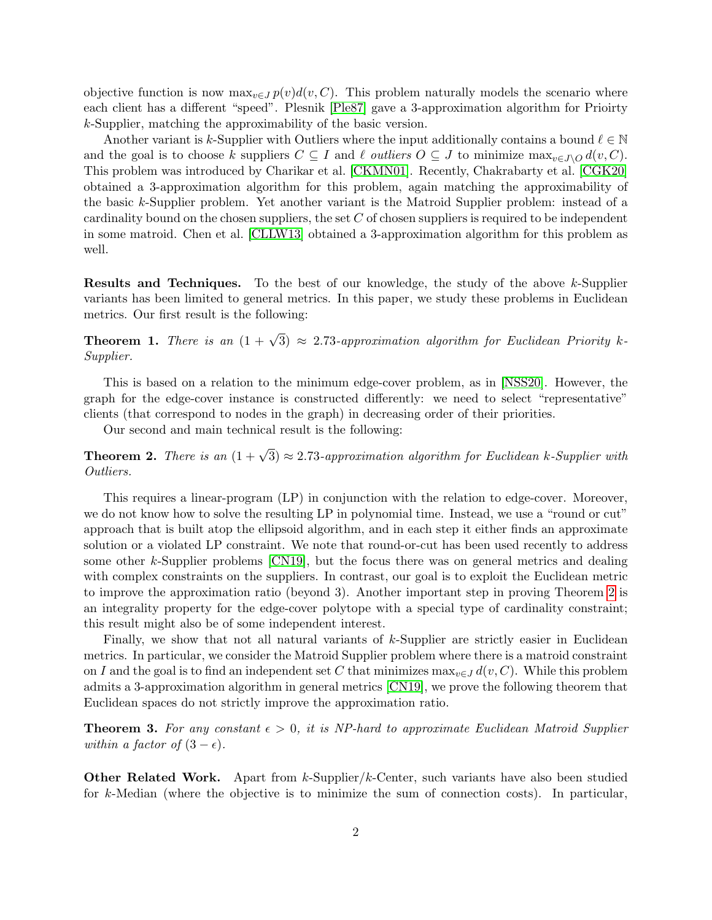objective function is now $\max_{v \in J} p(v) d(v, C)$. This problem naturally models the scenario where each client has a different "speed". Plesnik [Ple87] gave a 3-approximation algorithm for Prioirty $k$-Supplier, matching the approximability of the basic version.

Another variant is $k$-Supplier with Outliers where the input additionally contains a bound $\ell \in \mathbb{N}$ and the goal is to choose $k$ suppliers $C \subseteq I$ and $\ell$ *outliers* $O \subseteq J$ to minimize $\max_{v \in J \setminus O} d(v, C)$. This problem was introduced by Charikar et al. [CKMN01]. Recently, Chakrabarty et al. [CGK20] obtained a 3-approximation algorithm for this problem, again matching the approximability of the basic $k$-Supplier problem. Yet another variant is the Matroid Supplier problem: instead of a cardinality bound on the chosen suppliers, the set $C$ of chosen suppliers is required to be independent in some matroid. Chen et al. [CLLW13] obtained a 3-approximation algorithm for this problem as well.

**Results and Techniques.** To the best of our knowledge, the study of the above $k$-Supplier variants has been limited to general metrics. In this paper, we study these problems in Euclidean metrics. Our first result is the following:

**Theorem 1.** *There is an $(1 + \sqrt{3}) \approx 2.73$-approximation algorithm for Euclidean Priority $k$-Supplier.*

This is based on a relation to the minimum edge-cover problem, as in [NSS20]. However, the graph for the edge-cover instance is constructed differently: we need to select "representative" clients (that correspond to nodes in the graph) in decreasing order of their priorities.

Our second and main technical result is the following:

**Theorem 2.** *There is an $(1 + \sqrt{3}) \approx 2.73$-approximation algorithm for Euclidean $k$-Supplier with Outliers.*

This requires a linear-program (LP) in conjunction with the relation to edge-cover. Moreover, we do not know how to solve the resulting LP in polynomial time. Instead, we use a "round or cut" approach that is built atop the ellipsoid algorithm, and in each step it either finds an approximate solution or a violated LP constraint. We note that round-or-cut has been used recently to address some other $k$-Supplier problems [CN19], but the focus there was on general metrics and dealing with complex constraints on the suppliers. In contrast, our goal is to exploit the Euclidean metric to improve the approximation ratio (beyond 3). Another important step in proving Theorem 2 is an integrality property for the edge-cover polytope with a special type of cardinality constraint; this result might also be of some independent interest.

Finally, we show that not all natural variants of $k$-Supplier are strictly easier in Euclidean metrics. In particular, we consider the Matroid Supplier problem where there is a matroid constraint on $I$ and the goal is to find an independent set $C$ that minimizes $\max_{v \in J} d(v, C)$. While this problem admits a 3-approximation algorithm in general metrics [CN19], we prove the following theorem that Euclidean spaces do not strictly improve the approximation ratio.

**Theorem 3.** *For any constant $\epsilon > 0$, it is NP-hard to approximate Euclidean Matroid Supplier within a factor of $(3 - \epsilon)$.*

**Other Related Work.** Apart from $k$-Supplier/$k$-Center, such variants have also been studied for $k$-Median (where the objective is to minimize the sum of connection costs). In particular,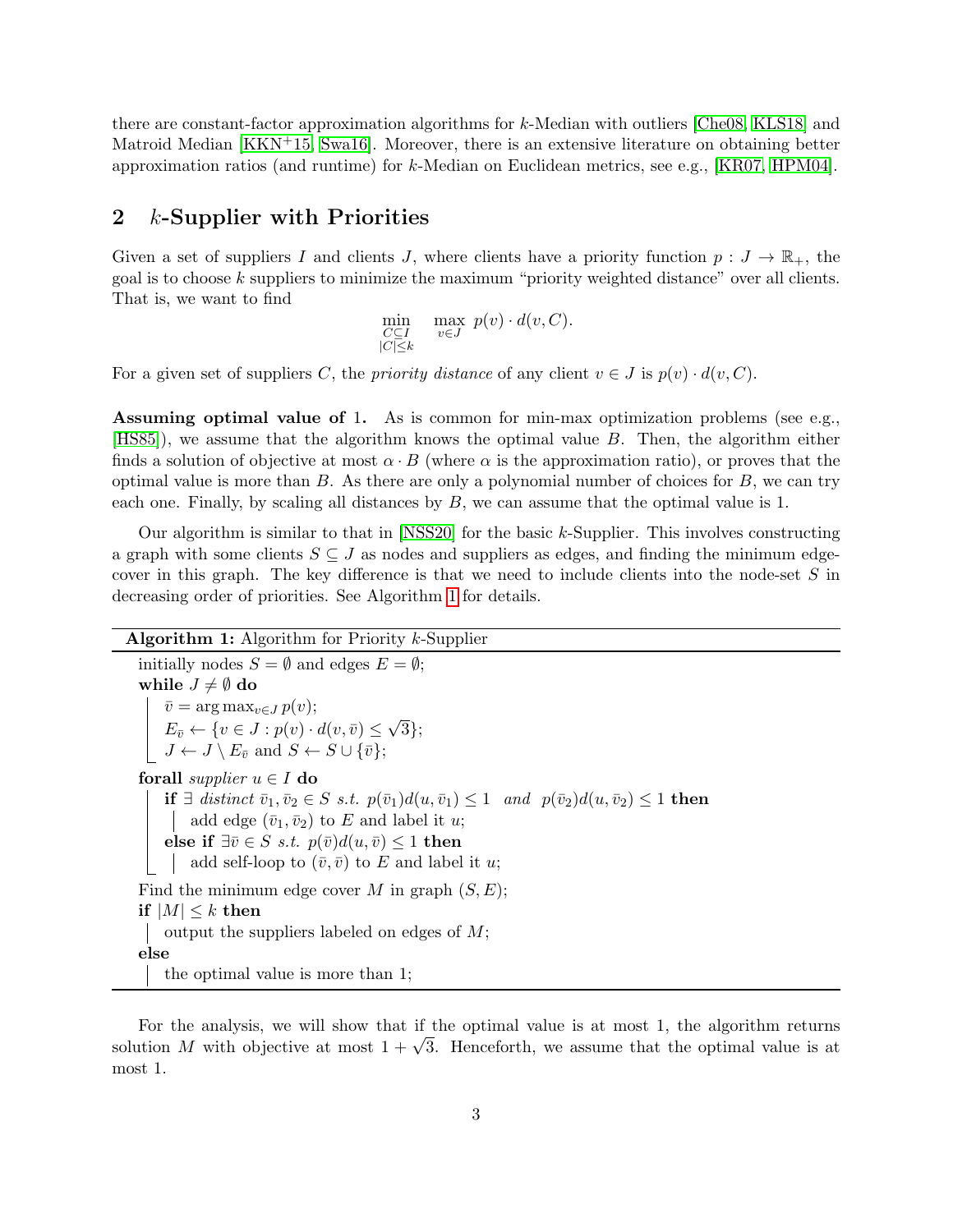there are constant-factor approximation algorithms for $k$-Median with outliers [Che08, KLS18] and Matroid Median [KKN+15, Swa16]. Moreover, there is an extensive literature on obtaining better approximation ratios (and runtime) for $k$-Median on Euclidean metrics, see e.g., [KR07, HPM04].

## 2 $k$-Supplier with Priorities

Given a set of suppliers $I$ and clients $J$, where clients have a priority function $p : J \to \mathbb{R}_+$, the goal is to choose $k$ suppliers to minimize the maximum "priority weighted distance" over all clients. That is, we want to find

$$\min_{\substack{C \subseteq I \\ |C| \leq k}} \max_{v \in J} p(v) \cdot d(v, C).$$

For a given set of suppliers $C$, the *priority distance* of any client $v \in J$ is $p(v) \cdot d(v, C)$.

**Assuming optimal value of 1.** As is common for min-max optimization problems (see e.g., [HS85]), we assume that the algorithm knows the optimal value $B$. Then, the algorithm either finds a solution of objective at most $\alpha \cdot B$ (where $\alpha$ is the approximation ratio), or proves that the optimal value is more than $B$. As there are only a polynomial number of choices for $B$, we can try each one. Finally, by scaling all distances by $B$, we can assume that the optimal value is 1.

Our algorithm is similar to that in [NSS20] for the basic $k$-Supplier. This involves constructing a graph with some clients $S \subseteq J$ as nodes and suppliers as edges, and finding the minimum edge-cover in this graph. The key difference is that we need to include clients into the node-set $S$ in decreasing order of priorities. See Algorithm 1 for details.

---

**Algorithm 1:** Algorithm for Priority $k$-Supplier

```
initially nodes S = ∅ and edges E = ∅;
while J ≠ ∅ do
    v̄ = arg max_{v∈J} p(v);
    E_v̄ ← {v ∈ J : p(v) · d(v, v̄) ≤ √3};
    J ← J \ E_v̄ and S ← S ∪ {v̄};
forall supplier u ∈ I do
    if ∃ distinct v̄1, v̄2 ∈ S s.t. p(v̄1)d(u, v̄1) ≤ 1 and p(v̄2)d(u, v̄2) ≤ 1 then
        add edge (v̄1, v̄2) to E and label it u;
    else if ∃v̄ ∈ S s.t. p(v̄)d(u, v̄) ≤ 1 then
        add self-loop to (v̄, v̄) to E and label it u;
Find the minimum edge cover M in graph (S, E);
if |M| ≤ k then
    output the suppliers labeled on edges of M;
else
    the optimal value is more than 1;
```

---

For the analysis, we will show that if the optimal value is at most 1, the algorithm returns solution $M$ with objective at most $1 + \sqrt{3}$. Henceforth, we assume that the optimal value is at most 1.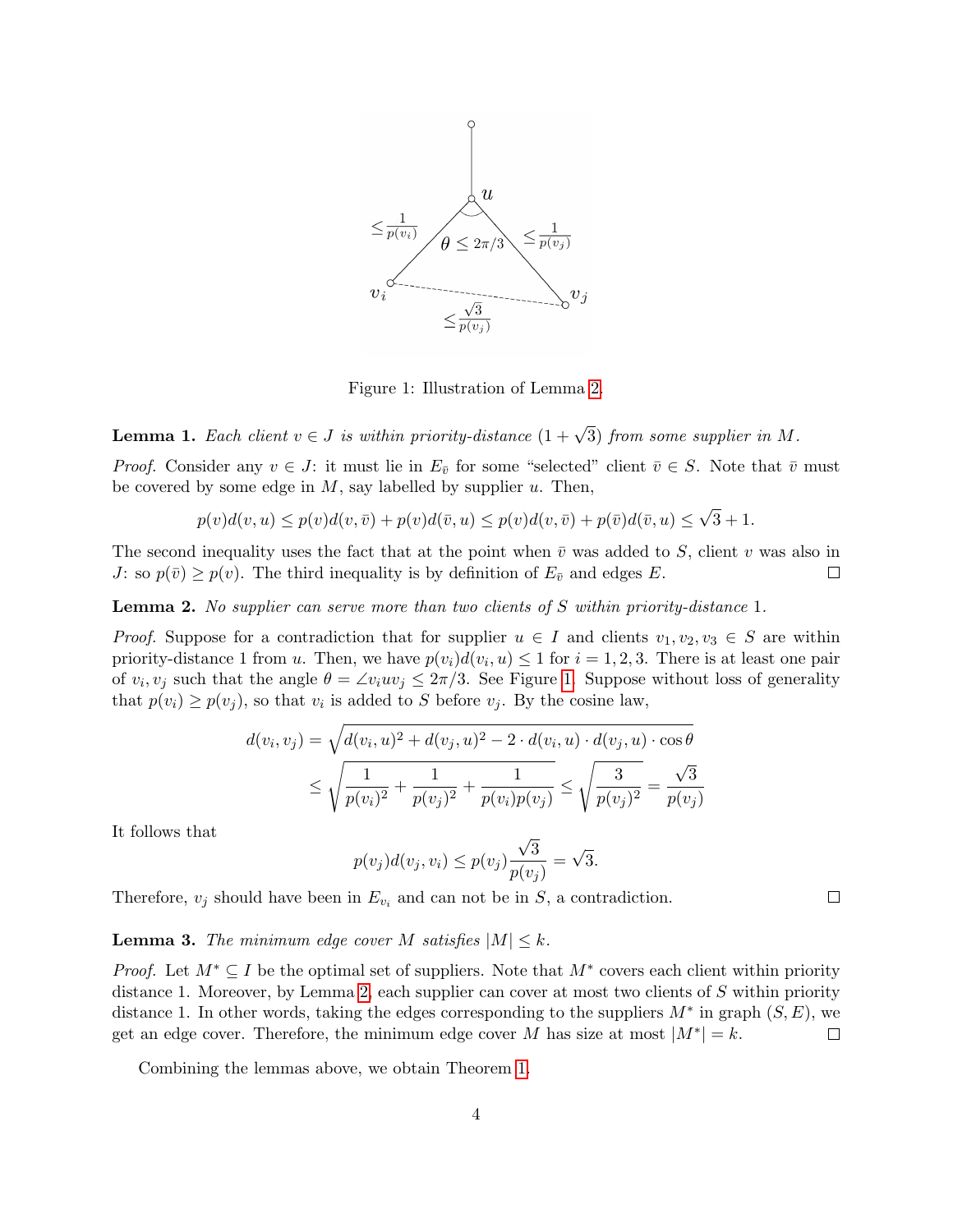Figure 1: Illustration of Lemma 2.

**Lemma 1.** *Each client $v \in J$ is within priority-distance $(1+\sqrt{3})$ from some supplier in $M$.*

*Proof.* Consider any $v \in J$: it must lie in $E_{\bar{v}}$ for some "selected" client $\bar{v} \in S$. Note that $\bar{v}$ must be covered by some edge in $M$, say labelled by supplier $u$. Then,

$$p(v)d(v,u) \le p(v)d(v,\bar{v}) + p(v)d(\bar{v},u) \le p(v)d(v,\bar{v}) + p(\bar{v})d(\bar{v},u) \le \sqrt{3}+1.$$

The second inequality uses the fact that at the point when $\bar{v}$ was added to $S$, client $v$ was also in $J$: so $p(\bar{v}) \ge p(v)$. The third inequality is by definition of $E_{\bar{v}}$ and edges $E$. □

**Lemma 2.** *No supplier can serve more than two clients of $S$ within priority-distance 1.*

*Proof.* Suppose for a contradiction that for supplier $u \in I$ and clients $v_1, v_2, v_3 \in S$ are within priority-distance 1 from $u$. Then, we have $p(v_i)d(v_i,u) \le 1$ for $i = 1,2,3$. There is at least one pair of $v_i, v_j$ such that the angle $\theta = \angle v_i u v_j \le 2\pi/3$. See Figure 1. Suppose without loss of generality that $p(v_i) \ge p(v_j)$, so that $v_i$ is added to $S$ before $v_j$. By the cosine law,

$$\begin{aligned} d(v_i,v_j) &= \sqrt{d(v_i,u)^2 + d(v_j,u)^2 - 2 \cdot d(v_i,u) \cdot d(v_j,u) \cdot \cos\theta} \\ &\le \sqrt{\frac{1}{p(v_i)^2} + \frac{1}{p(v_j)^2} + \frac{1}{p(v_i)p(v_j)}} \le \sqrt{\frac{3}{p(v_j)^2}} = \frac{\sqrt{3}}{p(v_j)} \end{aligned}$$

It follows that

$$p(v_j)d(v_j,v_i) \le p(v_j)\frac{\sqrt{3}}{p(v_j)} = \sqrt{3}.$$

Therefore, $v_j$ should have been in $E_{v_i}$ and can not be in $S$, a contradiction. □

**Lemma 3.** *The minimum edge cover $M$ satisfies $|M| \le k$.*

*Proof.* Let $M^* \subseteq I$ be the optimal set of suppliers. Note that $M^*$ covers each client within priority distance 1. Moreover, by Lemma 2, each supplier can cover at most two clients of $S$ within priority distance 1. In other words, taking the edges corresponding to the suppliers $M^*$ in graph $(S,E)$, we get an edge cover. Therefore, the minimum edge cover $M$ has size at most $|M^*| = k$. □

Combining the lemmas above, we obtain Theorem 1.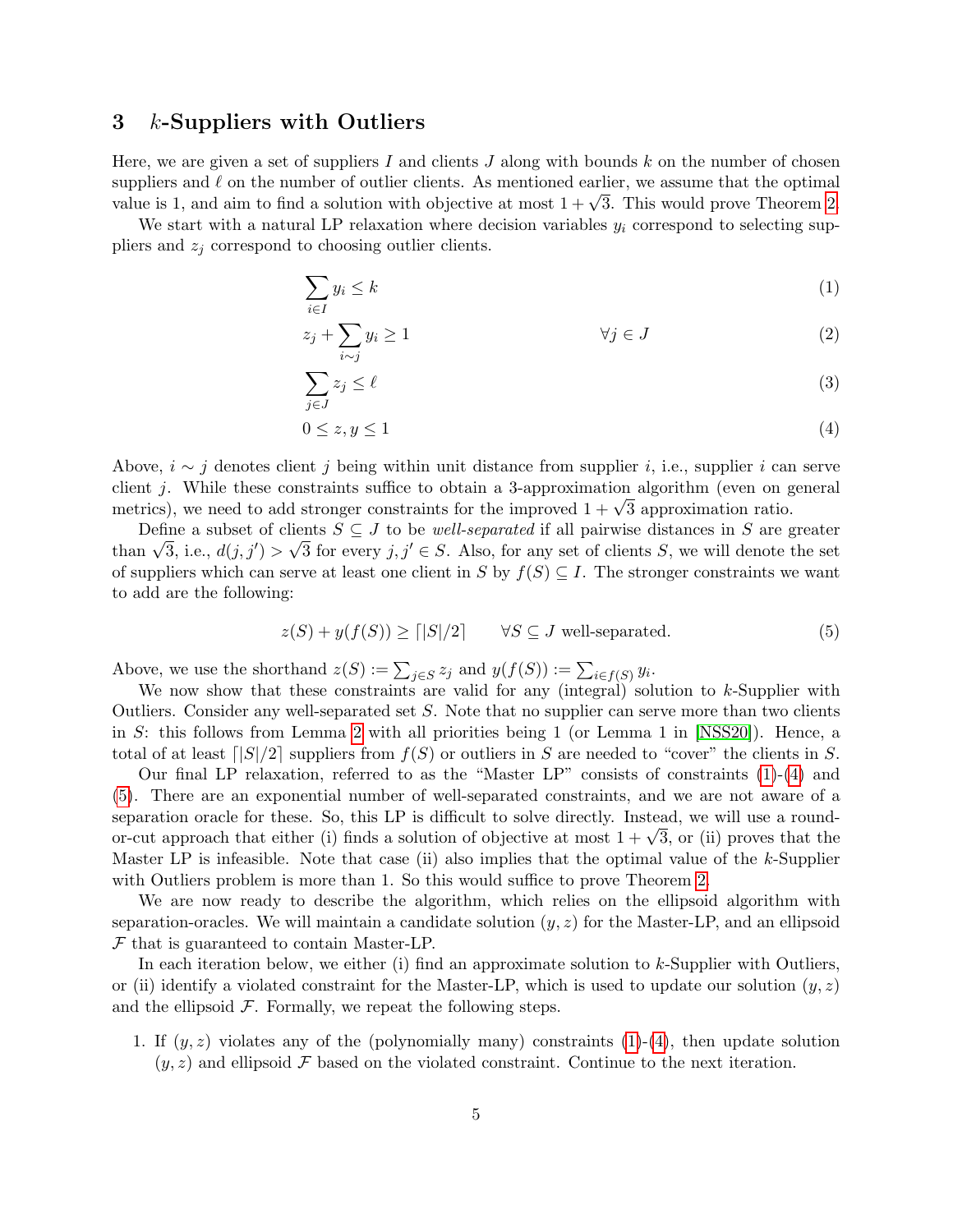## 3 $k$-Suppliers with Outliers

Here, we are given a set of suppliers $I$ and clients $J$ along with bounds $k$ on the number of chosen suppliers and $\ell$ on the number of outlier clients. As mentioned earlier, we assume that the optimal value is 1, and aim to find a solution with objective at most $1+\sqrt{3}$. This would prove Theorem 2.

We start with a natural LP relaxation where decision variables $y_i$ correspond to selecting suppliers and $z_j$ correspond to choosing outlier clients.

$$\sum_{i \in I} y_i \leq k \tag{1}$$

$$z_j + \sum_{i \sim j} y_i \geq 1 \qquad \forall j \in J \tag{2}$$

$$\sum_{j \in J} z_j \leq \ell \tag{3}$$

$$0 \leq z, y \leq 1 \tag{4}$$

Above, $i \sim j$ denotes client $j$ being within unit distance from supplier $i$, i.e., supplier $i$ can serve client $j$. While these constraints suffice to obtain a 3-approximation algorithm (even on general metrics), we need to add stronger constraints for the improved $1+\sqrt{3}$ approximation ratio.

Define a subset of clients $S \subseteq J$ to be *well-separated* if all pairwise distances in $S$ are greater than $\sqrt{3}$, i.e., $d(j,j') > \sqrt{3}$ for every $j, j' \in S$. Also, for any set of clients $S$, we will denote the set of suppliers which can serve at least one client in $S$ by $f(S) \subseteq I$. The stronger constraints we want to add are the following:

$$z(S) + y(f(S)) \geq \lceil |S|/2 \rceil \qquad \forall S \subseteq J \text{ well-separated.} \tag{5}$$

Above, we use the shorthand $z(S) := \sum_{j \in S} z_j$ and $y(f(S)) := \sum_{i \in f(S)} y_i$.

We now show that these constraints are valid for any (integral) solution to $k$-Supplier with Outliers. Consider any well-separated set $S$. Note that no supplier can serve more than two clients in $S$: this follows from Lemma 2 with all priorities being 1 (or Lemma 1 in [NSS20]). Hence, a total of at least $\lceil |S|/2 \rceil$ suppliers from $f(S)$ or outliers in $S$ are needed to "cover" the clients in $S$.

Our final LP relaxation, referred to as the "Master LP" consists of constraints (1)-(4) and (5). There are an exponential number of well-separated constraints, and we are not aware of a separation oracle for these. So, this LP is difficult to solve directly. Instead, we will use a round-or-cut approach that either (i) finds a solution of objective at most $1+\sqrt{3}$, or (ii) proves that the Master LP is infeasible. Note that case (ii) also implies that the optimal value of the $k$-Supplier with Outliers problem is more than 1. So this would suffice to prove Theorem 2.

We are now ready to describe the algorithm, which relies on the ellipsoid algorithm with separation-oracles. We will maintain a candidate solution $(y, z)$ for the Master-LP, and an ellipsoid $\mathcal{F}$ that is guaranteed to contain Master-LP.

In each iteration below, we either (i) find an approximate solution to $k$-Supplier with Outliers, or (ii) identify a violated constraint for the Master-LP, which is used to update our solution $(y, z)$ and the ellipsoid $\mathcal{F}$. Formally, we repeat the following steps.

1. If $(y, z)$ violates any of the (polynomially many) constraints (1)-(4), then update solution $(y, z)$ and ellipsoid $\mathcal{F}$ based on the violated constraint. Continue to the next iteration.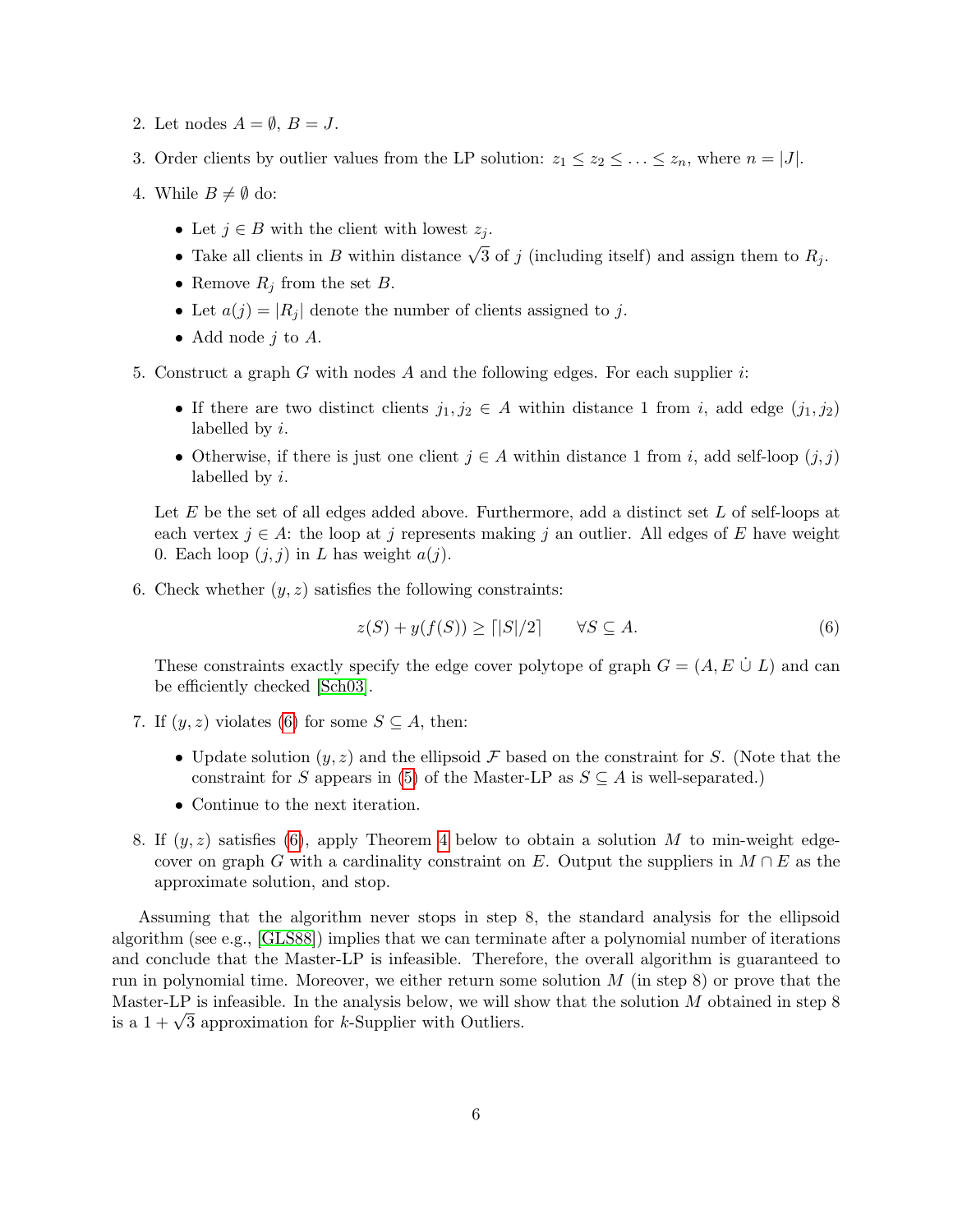2. Let nodes $A = \emptyset$, $B = J$.

3. Order clients by outlier values from the LP solution: $z_1 \leq z_2 \leq \ldots \leq z_n$, where $n = |J|$.

4. While $B \neq \emptyset$ do:

   - Let $j \in B$ with the client with lowest $z_j$.
   - Take all clients in $B$ within distance $\sqrt{3}$ of $j$ (including itself) and assign them to $R_j$.
   - Remove $R_j$ from the set $B$.
   - Let $a(j) = |R_j|$ denote the number of clients assigned to $j$.
   - Add node $j$ to $A$.

5. Construct a graph $G$ with nodes $A$ and the following edges. For each supplier $i$:

   - If there are two distinct clients $j_1, j_2 \in A$ within distance 1 from $i$, add edge $(j_1, j_2)$ labelled by $i$.
   - Otherwise, if there is just one client $j \in A$ within distance 1 from $i$, add self-loop $(j, j)$ labelled by $i$.

   Let $E$ be the set of all edges added above. Furthermore, add a distinct set $L$ of self-loops at each vertex $j \in A$: the loop at $j$ represents making $j$ an outlier. All edges of $E$ have weight 0. Each loop $(j, j)$ in $L$ has weight $a(j)$.

6. Check whether $(y, z)$ satisfies the following constraints:

   $$z(S) + y(f(S)) \geq \lceil |S|/2 \rceil \qquad \forall S \subseteq A. \tag{6}$$

   These constraints exactly specify the edge cover polytope of graph $G = (A, E \,\dot\cup\, L)$ and can be efficiently checked [Sch03].

7. If $(y, z)$ violates (6) for some $S \subseteq A$, then:

   - Update solution $(y, z)$ and the ellipsoid $\mathcal{F}$ based on the constraint for $S$. (Note that the constraint for $S$ appears in (5) of the Master-LP as $S \subseteq A$ is well-separated.)
   - Continue to the next iteration.

8. If $(y, z)$ satisfies (6), apply Theorem 4 below to obtain a solution $M$ to min-weight edge-cover on graph $G$ with a cardinality constraint on $E$. Output the suppliers in $M \cap E$ as the approximate solution, and stop.

Assuming that the algorithm never stops in step 8, the standard analysis for the ellipsoid algorithm (see e.g., [GLS88]) implies that we can terminate after a polynomial number of iterations and conclude that the Master-LP is infeasible. Therefore, the overall algorithm is guaranteed to run in polynomial time. Moreover, we either return some solution $M$ (in step 8) or prove that the Master-LP is infeasible. In the analysis below, we will show that the solution $M$ obtained in step 8 is a $1 + \sqrt{3}$ approximation for $k$-Supplier with Outliers.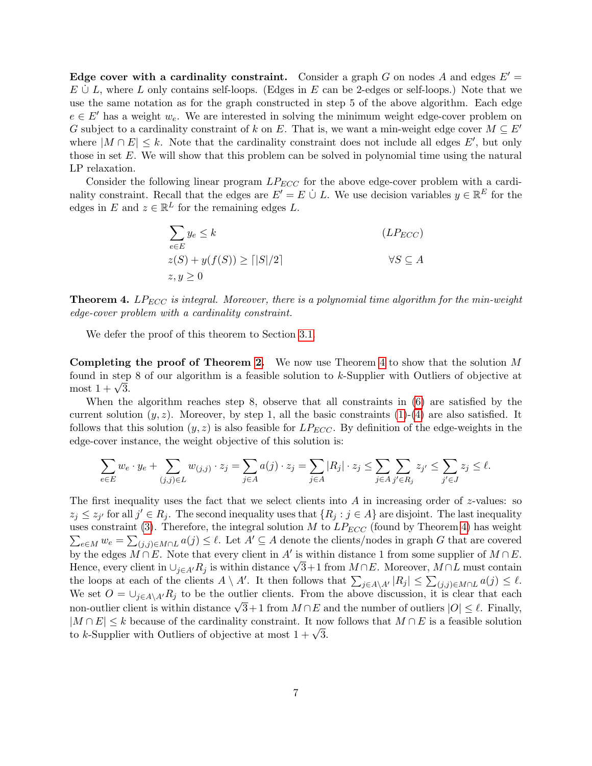**Edge cover with a cardinality constraint.** Consider a graph $G$ on nodes $A$ and edges $E' = E \dot\cup L$, where $L$ only contains self-loops. (Edges in $E$ can be 2-edges or self-loops.) Note that we use the same notation as for the graph constructed in step 5 of the above algorithm. Each edge $e \in E'$ has a weight $w_e$. We are interested in solving the minimum weight edge-cover problem on $G$ subject to a cardinality constraint of $k$ on $E$. That is, we want a min-weight edge cover $M \subseteq E'$ where $|M \cap E| \leq k$. Note that the cardinality constraint does not include all edges $E'$, but only those in set $E$. We will show that this problem can be solved in polynomial time using the natural LP relaxation.

Consider the following linear program $LP_{ECC}$ for the above edge-cover problem with a cardinality constraint. Recall that the edges are $E' = E \dot\cup L$. We use decision variables $y \in \mathbb{R}^E$ for the edges in $E$ and $z \in \mathbb{R}^L$ for the remaining edges $L$.

$$
\begin{aligned}
&\sum_{e \in E} y_e \leq k && (LP_{ECC}) \\
&z(S) + y(f(S)) \geq \lceil |S|/2 \rceil && \forall S \subseteq A \\
&z, y \geq 0
\end{aligned}
$$

**Theorem 4.** *$LP_{ECC}$ is integral. Moreover, there is a polynomial time algorithm for the min-weight edge-cover problem with a cardinality constraint.*

We defer the proof of this theorem to Section 3.1.

**Completing the proof of Theorem 2.** We now use Theorem 4 to show that the solution $M$ found in step 8 of our algorithm is a feasible solution to $k$-Supplier with Outliers of objective at most $1 + \sqrt{3}$.

When the algorithm reaches step 8, observe that all constraints in (6) are satisfied by the current solution $(y, z)$. Moreover, by step 1, all the basic constraints (1)-(4) are also satisfied. It follows that this solution $(y, z)$ is also feasible for $LP_{ECC}$. By definition of the edge-weights in the edge-cover instance, the weight objective of this solution is:

$$\sum_{e \in E} w_e \cdot y_e + \sum_{(j,j) \in L} w_{(j,j)} \cdot z_j = \sum_{j \in A} a(j) \cdot z_j = \sum_{j \in A} |R_j| \cdot z_j \leq \sum_{j \in A} \sum_{j' \in R_j} z_{j'} \leq \sum_{j' \in J} z_j \leq \ell.$$

The first inequality uses the fact that we select clients into $A$ in increasing order of $z$-values: so $z_j \leq z_{j'}$ for all $j' \in R_j$. The second inequality uses that $\{R_j : j \in A\}$ are disjoint. The last inequality uses constraint (3). Therefore, the integral solution $M$ to $LP_{ECC}$ (found by Theorem 4) has weight $\sum_{e \in M} w_e = \sum_{(j,j) \in M \cap L} a(j) \leq \ell$. Let $A' \subseteq A$ denote the clients/nodes in graph $G$ that are covered by the edges $M \cap E$. Note that every client in $A'$ is within distance 1 from some supplier of $M \cap E$. Hence, every client in $\cup_{j \in A'} R_j$ is within distance $\sqrt{3}+1$ from $M \cap E$. Moreover, $M \cap L$ must contain the loops at each of the clients $A \setminus A'$. It then follows that $\sum_{j \in A \setminus A'} |R_j| \leq \sum_{(j,j) \in M \cap L} a(j) \leq \ell$. We set $O = \cup_{j \in A \setminus A'} R_j$ to be the outlier clients. From the above discussion, it is clear that each non-outlier client is within distance $\sqrt{3}+1$ from $M \cap E$ and the number of outliers $|O| \leq \ell$. Finally, $|M \cap E| \leq k$ because of the cardinality constraint. It now follows that $M \cap E$ is a feasible solution to $k$-Supplier with Outliers of objective at most $1 + \sqrt{3}$.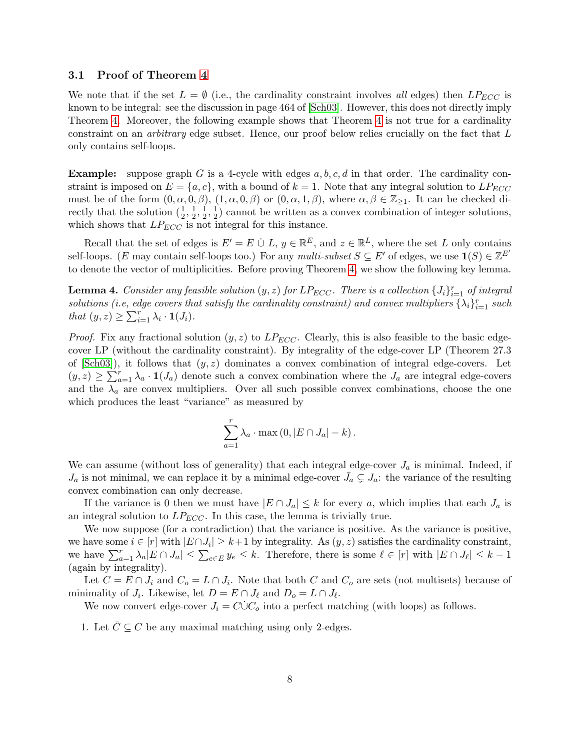### 3.1 Proof of Theorem 4

We note that if the set $L = \emptyset$ (i.e., the cardinality constraint involves *all* edges) then $LP_{ECC}$ is known to be integral: see the discussion in page 464 of [Sch03]. However, this does not directly imply Theorem 4. Moreover, the following example shows that Theorem 4 is not true for a cardinality constraint on an *arbitrary* edge subset. Hence, our proof below relies crucially on the fact that $L$ only contains self-loops.

**Example:** suppose graph $G$ is a 4-cycle with edges $a, b, c, d$ in that order. The cardinality constraint is imposed on $E = \{a, c\}$, with a bound of $k = 1$. Note that any integral solution to $LP_{ECC}$ must be of the form $(0, \alpha, 0, \beta)$, $(1, \alpha, 0, \beta)$ or $(0, \alpha, 1, \beta)$, where $\alpha, \beta \in \mathbb{Z}_{\geq 1}$. It can be checked directly that the solution $(\frac{1}{2}, \frac{1}{2}, \frac{1}{2}, \frac{1}{2})$ cannot be written as a convex combination of integer solutions, which shows that $LP_{ECC}$ is not integral for this instance.

Recall that the set of edges is $E' = E \dot\cup L$, $y \in \mathbb{R}^E$, and $z \in \mathbb{R}^L$, where the set $L$ only contains self-loops. ($E$ may contain self-loops too.) For any *multi-subset* $S \subseteq E'$ of edges, we use $\mathbf{1}(S) \in \mathbb{Z}^{E'}$ to denote the vector of multiplicities. Before proving Theorem 4, we show the following key lemma.

**Lemma 4.** *Consider any feasible solution $(y, z)$ for $LP_{ECC}$. There is a collection $\{J_i\}_{i=1}^r$ of integral solutions (i.e, edge covers that satisfy the cardinality constraint) and convex multipliers $\{\lambda_i\}_{i=1}^r$ such that $(y, z) \geq \sum_{i=1}^r \lambda_i \cdot \mathbf{1}(J_i)$.*

*Proof.* Fix any fractional solution $(y, z)$ to $LP_{ECC}$. Clearly, this is also feasible to the basic edge-cover LP (without the cardinality constraint). By integrality of the edge-cover LP (Theorem 27.3 of [Sch03]), it follows that $(y, z)$ dominates a convex combination of integral edge-covers. Let $(y, z) \geq \sum_{a=1}^r \lambda_a \cdot \mathbf{1}(J_a)$ denote such a convex combination where the $J_a$ are integral edge-covers and the $\lambda_a$ are convex multipliers. Over all such possible convex combinations, choose the one which produces the least "variance" as measured by

$$\sum_{a=1}^r \lambda_a \cdot \max\left(0, |E \cap J_a| - k\right).$$

We can assume (without loss of generality) that each integral edge-cover $J_a$ is minimal. Indeed, if $J_a$ is not minimal, we can replace it by a minimal edge-cover $\bar{J}_a \subsetneq J_a$: the variance of the resulting convex combination can only decrease.

If the variance is 0 then we must have $|E \cap J_a| \leq k$ for every $a$, which implies that each $J_a$ is an integral solution to $LP_{ECC}$. In this case, the lemma is trivially true.

We now suppose (for a contradiction) that the variance is positive. As the variance is positive, we have some $i \in [r]$ with $|E \cap J_i| \geq k+1$ by integrality. As $(y, z)$ satisfies the cardinality constraint, we have $\sum_{a=1}^r \lambda_a |E \cap J_a| \leq \sum_{e \in E} y_e \leq k$. Therefore, there is some $\ell \in [r]$ with $|E \cap J_\ell| \leq k - 1$ (again by integrality).

Let $C = E \cap J_i$ and $C_o = L \cap J_i$. Note that both $C$ and $C_o$ are sets (not multisets) because of minimality of $J_i$. Likewise, let $D = E \cap J_\ell$ and $D_o = L \cap J_\ell$.

We now convert edge-cover $J_i = C \dot\cup C_o$ into a perfect matching (with loops) as follows.

1. Let $\bar{C} \subseteq C$ be any maximal matching using only 2-edges.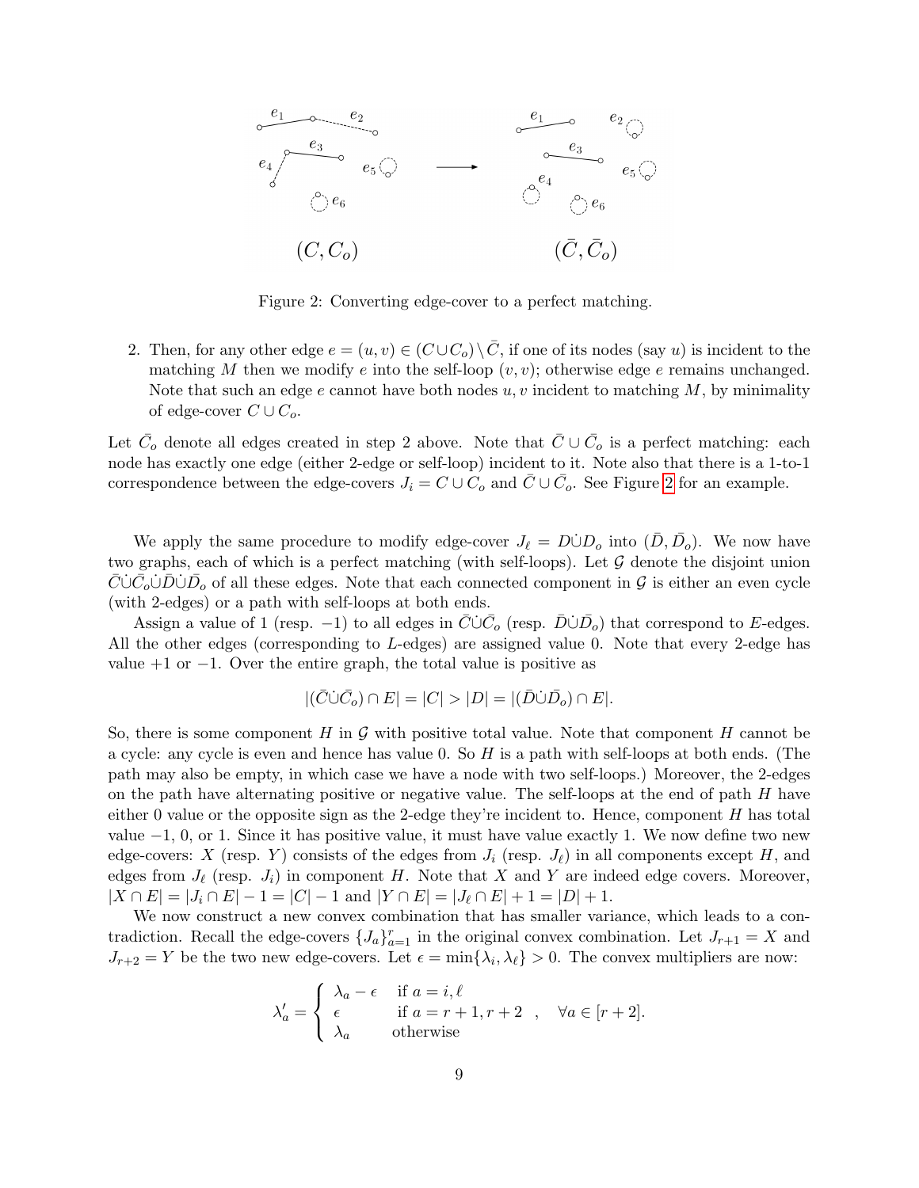Figure 2: Converting edge-cover to a perfect matching.

2. Then, for any other edge $e = (u, v) \in (C \cup C_o) \setminus \bar{C}$, if one of its nodes (say $u$) is incident to the matching $M$ then we modify $e$ into the self-loop $(v, v)$; otherwise edge $e$ remains unchanged. Note that such an edge $e$ cannot have both nodes $u, v$ incident to matching $M$, by minimality of edge-cover $C \cup C_o$.

Let $\bar{C}_o$ denote all edges created in step 2 above. Note that $\bar{C} \cup \bar{C}_o$ is a perfect matching: each node has exactly one edge (either 2-edge or self-loop) incident to it. Note also that there is a 1-to-1 correspondence between the edge-covers $J_i = C \cup C_o$ and $\bar{C} \cup \bar{C}_o$. See Figure 2 for an example.

We apply the same procedure to modify edge-cover $J_\ell = D \dot\cup D_o$ into $(\bar{D}, \bar{D}_o)$. We now have two graphs, each of which is a perfect matching (with self-loops). Let $\mathcal{G}$ denote the disjoint union $\bar{C} \dot\cup \bar{C}_o \dot\cup \bar{D} \dot\cup \bar{D}_o$ of all these edges. Note that each connected component in $\mathcal{G}$ is either an even cycle (with 2-edges) or a path with self-loops at both ends.

Assign a value of 1 (resp. $-1$) to all edges in $\bar{C} \dot\cup \bar{C}_o$ (resp. $\bar{D} \dot\cup \bar{D}_o$) that correspond to $E$-edges. All the other edges (corresponding to $L$-edges) are assigned value 0. Note that every 2-edge has value $+1$ or $-1$. Over the entire graph, the total value is positive as

$$|(\bar{C} \dot\cup \bar{C}_o) \cap E| = |C| > |D| = |(\bar{D} \dot\cup \bar{D}_o) \cap E|.$$

So, there is some component $H$ in $\mathcal{G}$ with positive total value. Note that component $H$ cannot be a cycle: any cycle is even and hence has value 0. So $H$ is a path with self-loops at both ends. (The path may also be empty, in which case we have a node with two self-loops.) Moreover, the 2-edges on the path have alternating positive or negative value. The self-loops at the end of path $H$ have either 0 value or the opposite sign as the 2-edge they're incident to. Hence, component $H$ has total value $-1$, 0, or 1. Since it has positive value, it must have value exactly 1. We now define two new edge-covers: $X$ (resp. $Y$) consists of the edges from $J_i$ (resp. $J_\ell$) in all components except $H$, and edges from $J_\ell$ (resp. $J_i$) in component $H$. Note that $X$ and $Y$ are indeed edge covers. Moreover, $|X \cap E| = |J_i \cap E| - 1 = |C| - 1$ and $|Y \cap E| = |J_\ell \cap E| + 1 = |D| + 1$.

We now construct a new convex combination that has smaller variance, which leads to a contradiction. Recall the edge-covers $\{J_a\}_{a=1}^r$ in the original convex combination. Let $J_{r+1} = X$ and $J_{r+2} = Y$ be the two new edge-covers. Let $\epsilon = \min\{\lambda_i, \lambda_\ell\} > 0$. The convex multipliers are now:

$$\lambda'_a = \begin{cases} \lambda_a - \epsilon & \text{if } a = i, \ell \\ \epsilon & \text{if } a = r+1, r+2 \\ \lambda_a & \text{otherwise} \end{cases}, \quad \forall a \in [r+2].$$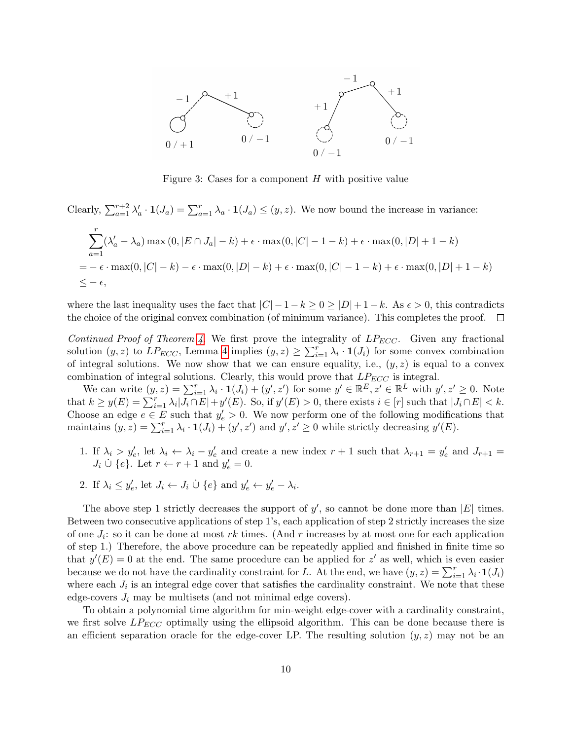Figure 3: Cases for a component $H$ with positive value

Clearly, $\sum_{a=1}^{r+2} \lambda'_a \cdot \mathbf{1}(J_a) = \sum_{a=1}^{r} \lambda_a \cdot \mathbf{1}(J_a) \le (y, z)$. We now bound the increase in variance:

$$
\begin{aligned}
&\sum_{a=1}^{r} (\lambda'_a - \lambda_a) \max(0, |E \cap J_a| - k) + \epsilon \cdot \max(0, |C| - 1 - k) + \epsilon \cdot \max(0, |D| + 1 - k) \\
= &- \epsilon \cdot \max(0, |C| - k) - \epsilon \cdot \max(0, |D| - k) + \epsilon \cdot \max(0, |C| - 1 - k) + \epsilon \cdot \max(0, |D| + 1 - k) \\
\le &- \epsilon,
\end{aligned}
$$

where the last inequality uses the fact that $|C| - 1 - k \ge 0 \ge |D| + 1 - k$. As $\epsilon > 0$, this contradicts the choice of the original convex combination (of minimum variance). This completes the proof. $\square$

*Continued Proof of Theorem 4.* We first prove the integrality of $LP_{ECC}$. Given any fractional solution $(y, z)$ to $LP_{ECC}$, Lemma 4 implies $(y, z) \ge \sum_{i=1}^{r} \lambda_i \cdot \mathbf{1}(J_i)$ for some convex combination of integral solutions. We now show that we can ensure equality, i.e., $(y, z)$ is equal to a convex combination of integral solutions. Clearly, this would prove that $LP_{ECC}$ is integral.

We can write $(y, z) = \sum_{i=1}^{r} \lambda_i \cdot \mathbf{1}(J_i) + (y', z')$ for some $y' \in \mathbb{R}^E, z' \in \mathbb{R}^L$ with $y', z' \ge 0$. Note that $k \ge y(E) = \sum_{i=1}^{r} \lambda_i |J_i \cap E| + y'(E)$. So, if $y'(E) > 0$, there exists $i \in [r]$ such that $|J_i \cap E| < k$. Choose an edge $e \in E$ such that $y'_e > 0$. We now perform one of the following modifications that maintains $(y, z) = \sum_{i=1}^{r} \lambda_i \cdot \mathbf{1}(J_i) + (y', z')$ and $y', z' \ge 0$ while strictly decreasing $y'(E)$.

1. If $\lambda_i > y'_e$, let $\lambda_i \leftarrow \lambda_i - y'_e$ and create a new index $r + 1$ such that $\lambda_{r+1} = y'_e$ and $J_{r+1} = J_i \,\dot\cup\, \{e\}$. Let $r \leftarrow r + 1$ and $y'_e = 0$.
2. If $\lambda_i \le y'_e$, let $J_i \leftarrow J_i \,\dot\cup\, \{e\}$ and $y'_e \leftarrow y'_e - \lambda_i$.

The above step 1 strictly decreases the support of $y'$, so cannot be done more than $|E|$ times. Between two consecutive applications of step 1's, each application of step 2 strictly increases the size of one $J_i$: so it can be done at most $rk$ times. (And $r$ increases by at most one for each application of step 1.) Therefore, the above procedure can be repeatedly applied and finished in finite time so that $y'(E) = 0$ at the end. The same procedure can be applied for $z'$ as well, which is even easier because we do not have the cardinality constraint for $L$. At the end, we have $(y, z) = \sum_{i=1}^{r} \lambda_i \cdot \mathbf{1}(J_i)$ where each $J_i$ is an integral edge cover that satisfies the cardinality constraint. We note that these edge-covers $J_i$ may be multisets (and not minimal edge covers).

To obtain a polynomial time algorithm for min-weight edge-cover with a cardinality constraint, we first solve $LP_{ECC}$ optimally using the ellipsoid algorithm. This can be done because there is an efficient separation oracle for the edge-cover LP. The resulting solution $(y, z)$ may not be an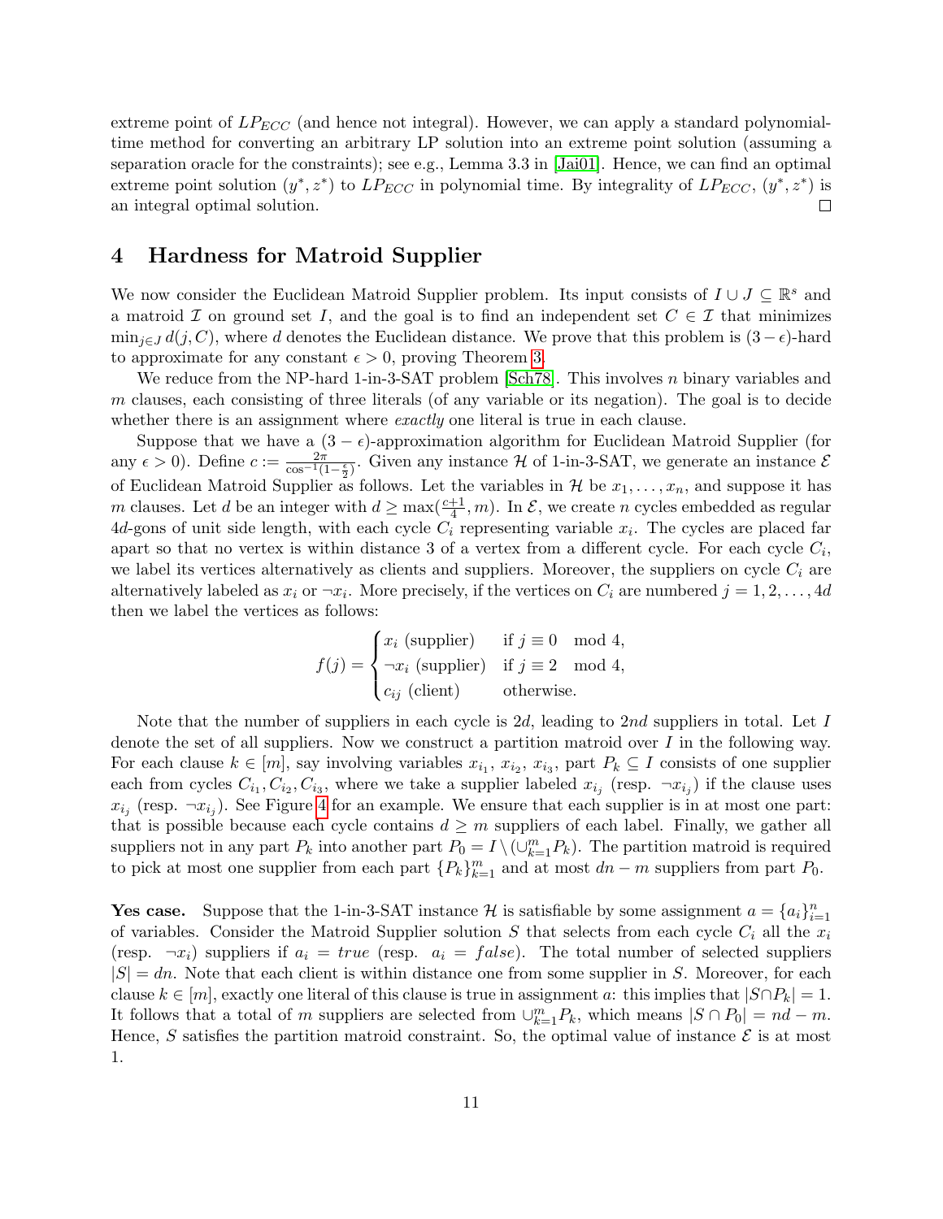extreme point of $LP_{ECC}$ (and hence not integral). However, we can apply a standard polynomial-time method for converting an arbitrary LP solution into an extreme point solution (assuming a separation oracle for the constraints); see e.g., Lemma 3.3 in [Jai01]. Hence, we can find an optimal extreme point solution $(y^*, z^*)$ to $LP_{ECC}$ in polynomial time. By integrality of $LP_{ECC}$, $(y^*, z^*)$ is an integral optimal solution. □

# 4 Hardness for Matroid Supplier

We now consider the Euclidean Matroid Supplier problem. Its input consists of $I \cup J \subseteq \mathbb{R}^s$ and a matroid $\mathcal{I}$ on ground set $I$, and the goal is to find an independent set $C \in \mathcal{I}$ that minimizes $\min_{j \in J} d(j, C)$, where $d$ denotes the Euclidean distance. We prove that this problem is $(3 - \epsilon)$-hard to approximate for any constant $\epsilon > 0$, proving Theorem 3.

We reduce from the NP-hard 1-in-3-SAT problem [Sch78]. This involves $n$ binary variables and $m$ clauses, each consisting of three literals (of any variable or its negation). The goal is to decide whether there is an assignment where *exactly* one literal is true in each clause.

Suppose that we have a $(3 - \epsilon)$-approximation algorithm for Euclidean Matroid Supplier (for any $\epsilon > 0$). Define $c := \frac{2\pi}{\cos^{-1}(1 - \frac{\epsilon}{2})}$. Given any instance $\mathcal{H}$ of 1-in-3-SAT, we generate an instance $\mathcal{E}$ of Euclidean Matroid Supplier as follows. Let the variables in $\mathcal{H}$ be $x_1, \ldots, x_n$, and suppose it has $m$ clauses. Let $d$ be an integer with $d \geq \max(\frac{c+1}{4}, m)$. In $\mathcal{E}$, we create $n$ cycles embedded as regular $4d$-gons of unit side length, with each cycle $C_i$ representing variable $x_i$. The cycles are placed far apart so that no vertex is within distance 3 of a vertex from a different cycle. For each cycle $C_i$, we label its vertices alternatively as clients and suppliers. Moreover, the suppliers on cycle $C_i$ are alternatively labeled as $x_i$ or $\neg x_i$. More precisely, if the vertices on $C_i$ are numbered $j = 1, 2, \ldots, 4d$ then we label the vertices as follows:

$$f(j) = \begin{cases} x_i \text{ (supplier)} & \text{if } j \equiv 0 \mod 4, \\ \neg x_i \text{ (supplier)} & \text{if } j \equiv 2 \mod 4, \\ c_{ij} \text{ (client)} & \text{otherwise.} \end{cases}$$

Note that the number of suppliers in each cycle is $2d$, leading to $2nd$ suppliers in total. Let $I$ denote the set of all suppliers. Now we construct a partition matroid over $I$ in the following way. For each clause $k \in [m]$, say involving variables $x_{i_1}$, $x_{i_2}$, $x_{i_3}$, part $P_k \subseteq I$ consists of one supplier each from cycles $C_{i_1}, C_{i_2}, C_{i_3}$, where we take a supplier labeled $x_{i_j}$ (resp. $\neg x_{i_j}$) if the clause uses $x_{i_j}$ (resp. $\neg x_{i_j}$). See Figure 4 for an example. We ensure that each supplier is in at most one part: that is possible because each cycle contains $d \geq m$ suppliers of each label. Finally, we gather all suppliers not in any part $P_k$ into another part $P_0 = I \setminus (\cup_{k=1}^m P_k)$. The partition matroid is required to pick at most one supplier from each part $\{P_k\}_{k=1}^m$ and at most $dn - m$ suppliers from part $P_0$.

**Yes case.** Suppose that the 1-in-3-SAT instance $\mathcal{H}$ is satisfiable by some assignment $a = \{a_i\}_{i=1}^n$ of variables. Consider the Matroid Supplier solution $S$ that selects from each cycle $C_i$ all the $x_i$ (resp. $\neg x_i$) suppliers if $a_i = true$ (resp. $a_i = false$). The total number of selected suppliers $|S| = dn$. Note that each client is within distance one from some supplier in $S$. Moreover, for each clause $k \in [m]$, exactly one literal of this clause is true in assignment $a$: this implies that $|S \cap P_k| = 1$. It follows that a total of $m$ suppliers are selected from $\cup_{k=1}^m P_k$, which means $|S \cap P_0| = nd - m$. Hence, $S$ satisfies the partition matroid constraint. So, the optimal value of instance $\mathcal{E}$ is at most 1.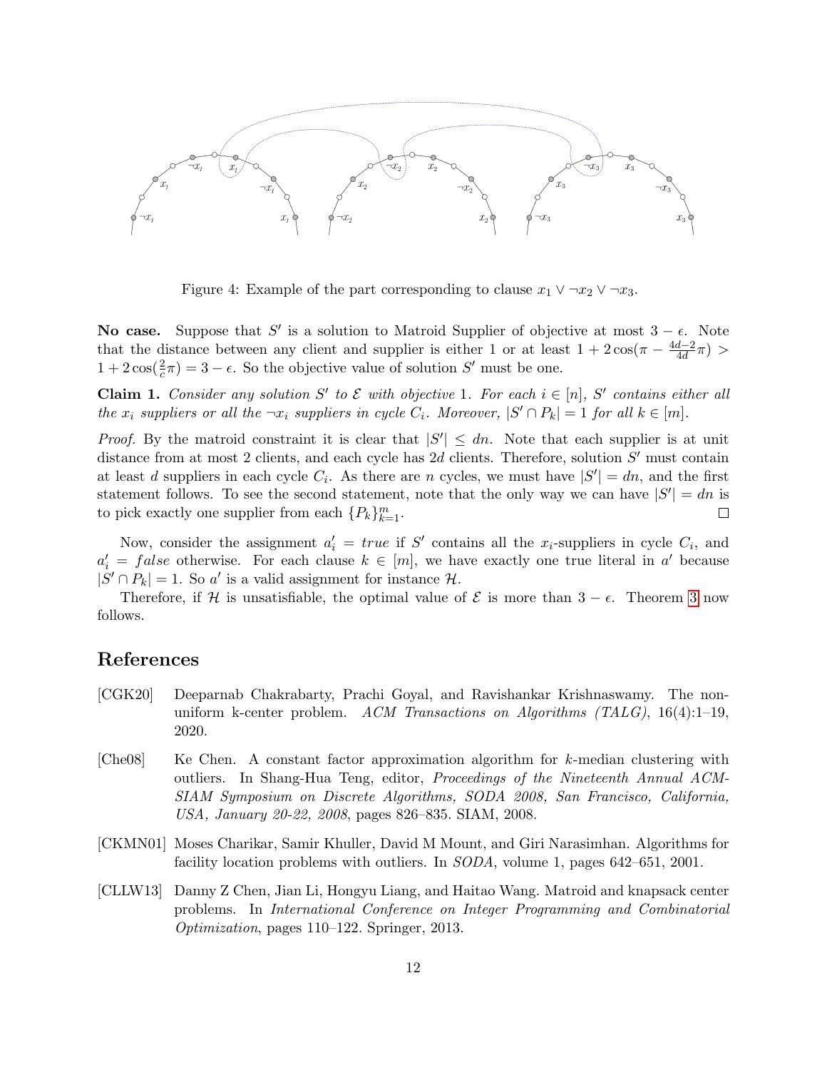Figure 4: Example of the part corresponding to clause $x_1 \vee \neg x_2 \vee \neg x_3$.

**No case.** Suppose that $S'$ is a solution to Matroid Supplier of objective at most $3-\epsilon$. Note that the distance between any client and supplier is either 1 or at least $1 + 2\cos(\pi - \frac{4d-2}{4d}\pi) > 1 + 2\cos(\frac{2}{c}\pi) = 3 - \epsilon$. So the objective value of solution $S'$ must be one.

**Claim 1.** *Consider any solution $S'$ to $\mathcal{E}$ with objective 1. For each $i \in [n]$, $S'$ contains either all the $x_i$ suppliers or all the $\neg x_i$ suppliers in cycle $C_i$. Moreover, $|S' \cap P_k| = 1$ for all $k \in [m]$.*

*Proof.* By the matroid constraint it is clear that $|S'| \le dn$. Note that each supplier is at unit distance from at most 2 clients, and each cycle has $2d$ clients. Therefore, solution $S'$ must contain at least $d$ suppliers in each cycle $C_i$. As there are $n$ cycles, we must have $|S'| = dn$, and the first statement follows. To see the second statement, note that the only way we can have $|S'| = dn$ is to pick exactly one supplier from each $\{P_k\}_{k=1}^m$. □

Now, consider the assignment $a'_i = true$ if $S'$ contains all the $x_i$-suppliers in cycle $C_i$, and $a'_i = false$ otherwise. For each clause $k \in [m]$, we have exactly one true literal in $a'$ because $|S' \cap P_k| = 1$. So $a'$ is a valid assignment for instance $\mathcal{H}$.

Therefore, if $\mathcal{H}$ is unsatisfiable, the optimal value of $\mathcal{E}$ is more than $3 - \epsilon$. Theorem 3 now follows.

## References

[CGK20] Deeparnab Chakrabarty, Prachi Goyal, and Ravishankar Krishnaswamy. The non-uniform k-center problem. *ACM Transactions on Algorithms (TALG)*, 16(4):1–19, 2020.

[Che08] Ke Chen. A constant factor approximation algorithm for $k$-median clustering with outliers. In Shang-Hua Teng, editor, *Proceedings of the Nineteenth Annual ACM-SIAM Symposium on Discrete Algorithms, SODA 2008, San Francisco, California, USA, January 20-22, 2008*, pages 826–835. SIAM, 2008.

[CKMN01] Moses Charikar, Samir Khuller, David M Mount, and Giri Narasimhan. Algorithms for facility location problems with outliers. In *SODA*, volume 1, pages 642–651, 2001.

[CLLW13] Danny Z Chen, Jian Li, Hongyu Liang, and Haitao Wang. Matroid and knapsack center problems. In *International Conference on Integer Programming and Combinatorial Optimization*, pages 110–122. Springer, 2013.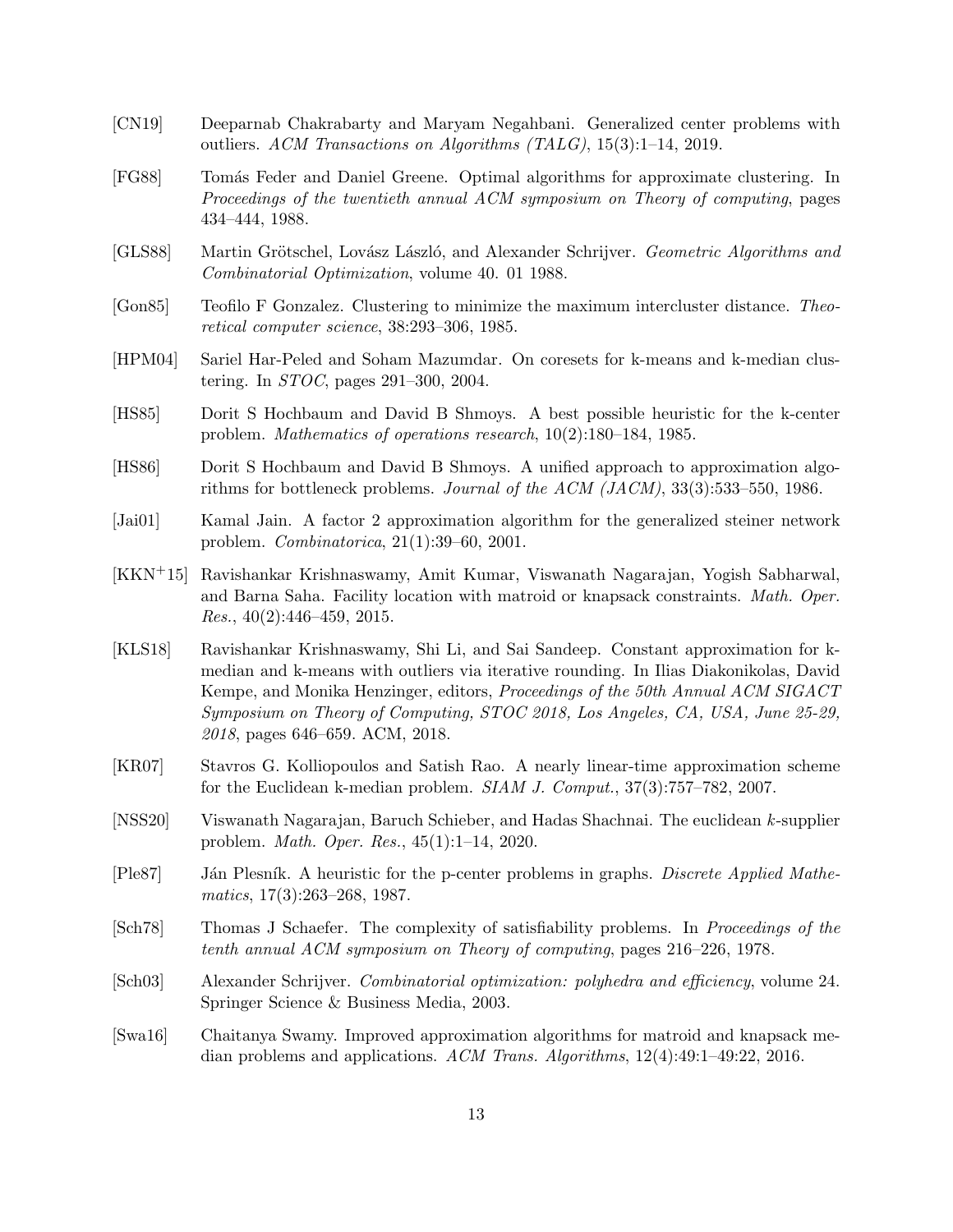[CN19] Deeparnab Chakrabarty and Maryam Negahbani. Generalized center problems with outliers. *ACM Transactions on Algorithms (TALG)*, 15(3):1–14, 2019.

[FG88] Tomás Feder and Daniel Greene. Optimal algorithms for approximate clustering. In *Proceedings of the twentieth annual ACM symposium on Theory of computing*, pages 434–444, 1988.

[GLS88] Martin Grötschel, Lovász László, and Alexander Schrijver. *Geometric Algorithms and Combinatorial Optimization*, volume 40. 01 1988.

[Gon85] Teofilo F Gonzalez. Clustering to minimize the maximum intercluster distance. *Theoretical computer science*, 38:293–306, 1985.

[HPM04] Sariel Har-Peled and Soham Mazumdar. On coresets for k-means and k-median clustering. In *STOC*, pages 291–300, 2004.

[HS85] Dorit S Hochbaum and David B Shmoys. A best possible heuristic for the k-center problem. *Mathematics of operations research*, 10(2):180–184, 1985.

[HS86] Dorit S Hochbaum and David B Shmoys. A unified approach to approximation algorithms for bottleneck problems. *Journal of the ACM (JACM)*, 33(3):533–550, 1986.

[Jai01] Kamal Jain. A factor 2 approximation algorithm for the generalized steiner network problem. *Combinatorica*, 21(1):39–60, 2001.

[KKN+15] Ravishankar Krishnaswamy, Amit Kumar, Viswanath Nagarajan, Yogish Sabharwal, and Barna Saha. Facility location with matroid or knapsack constraints. *Math. Oper. Res.*, 40(2):446–459, 2015.

[KLS18] Ravishankar Krishnaswamy, Shi Li, and Sai Sandeep. Constant approximation for k-median and k-means with outliers via iterative rounding. In Ilias Diakonikolas, David Kempe, and Monika Henzinger, editors, *Proceedings of the 50th Annual ACM SIGACT Symposium on Theory of Computing, STOC 2018, Los Angeles, CA, USA, June 25-29, 2018*, pages 646–659. ACM, 2018.

[KR07] Stavros G. Kolliopoulos and Satish Rao. A nearly linear-time approximation scheme for the Euclidean k-median problem. *SIAM J. Comput.*, 37(3):757–782, 2007.

[NSS20] Viswanath Nagarajan, Baruch Schieber, and Hadas Shachnai. The euclidean $k$-supplier problem. *Math. Oper. Res.*, 45(1):1–14, 2020.

[Ple87] Ján Plesník. A heuristic for the p-center problems in graphs. *Discrete Applied Mathematics*, 17(3):263–268, 1987.

[Sch78] Thomas J Schaefer. The complexity of satisfiability problems. In *Proceedings of the tenth annual ACM symposium on Theory of computing*, pages 216–226, 1978.

[Sch03] Alexander Schrijver. *Combinatorial optimization: polyhedra and efficiency*, volume 24. Springer Science & Business Media, 2003.

[Swa16] Chaitanya Swamy. Improved approximation algorithms for matroid and knapsack median problems and applications. *ACM Trans. Algorithms*, 12(4):49:1–49:22, 2016.